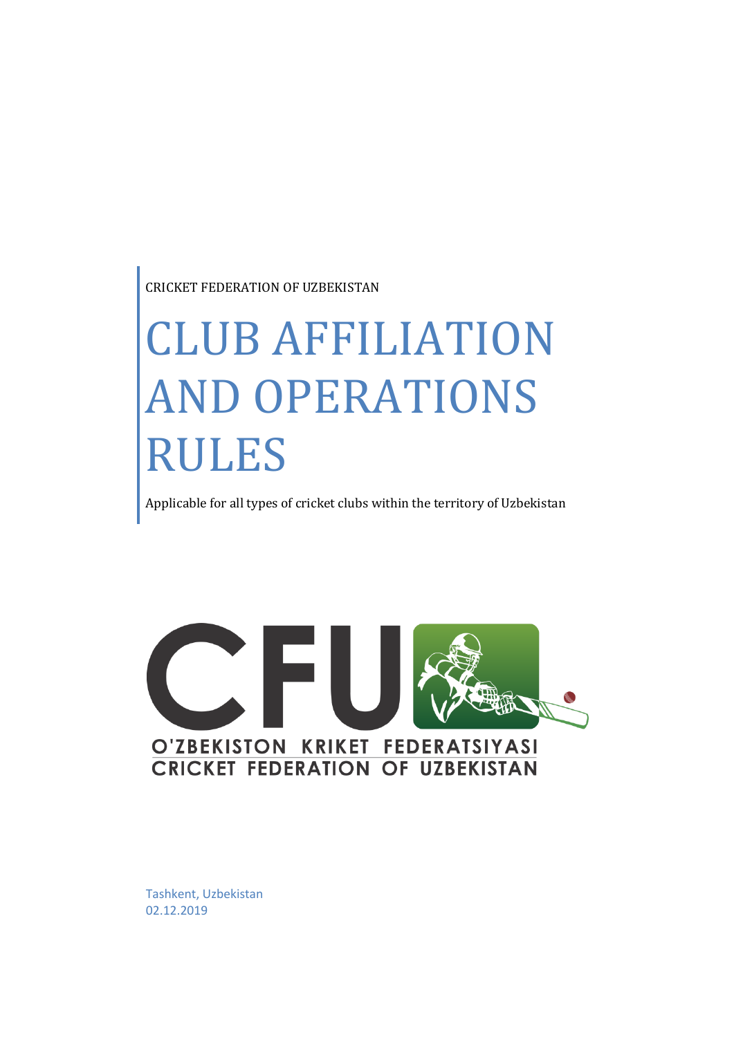CRICKET FEDERATION OF UZBEKISTAN

# CLUB AFFILIATION AND OPERATIONS RULES

Applicable for all types of cricket clubs within the territory of Uzbekistan

CFU

O'ZBEKISTON KRIKET FEDERATSIYASI

CRICKET FEDERATION OF UZBEKISTAN

Tashkent, Uzbekistan
02.12.2019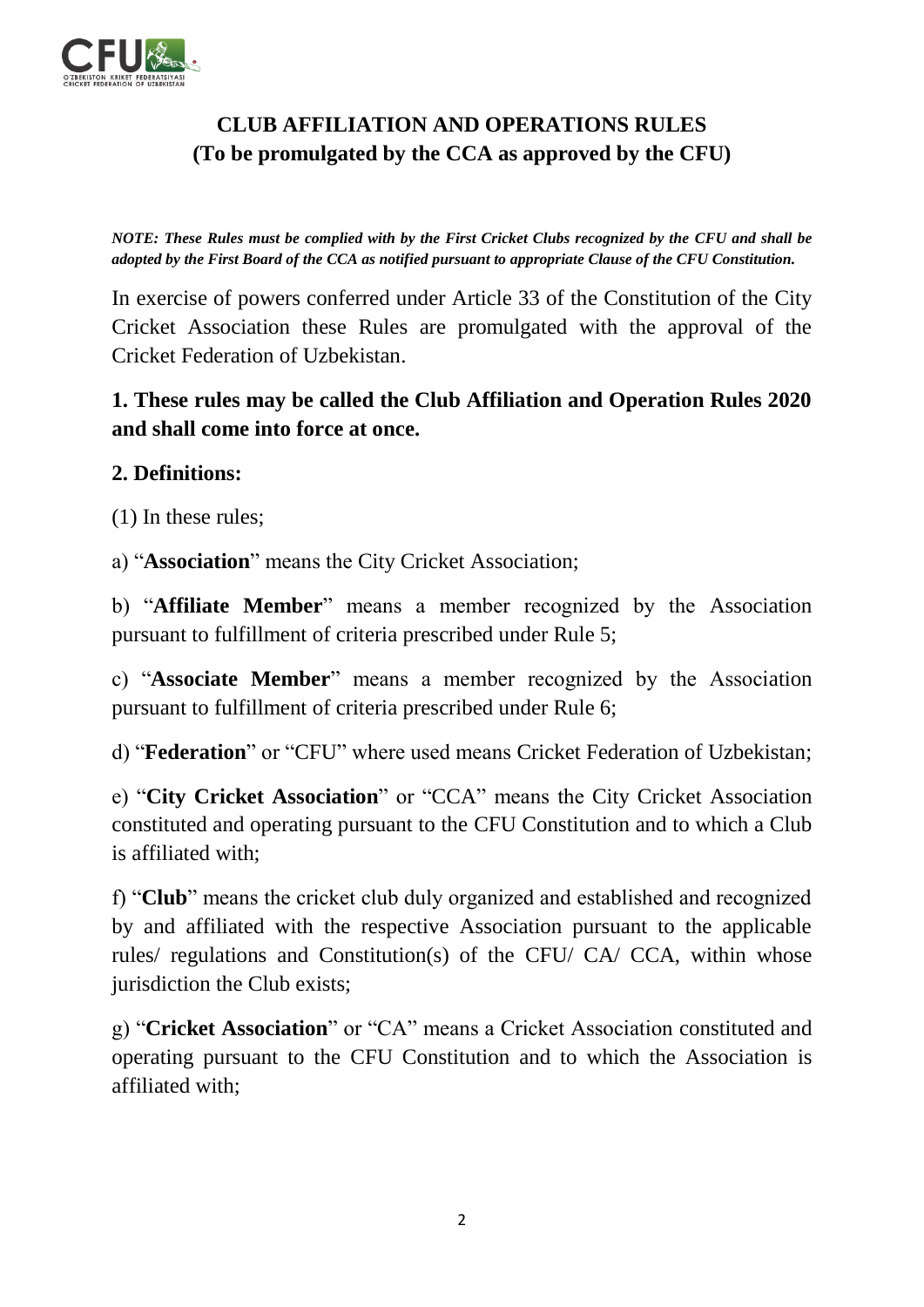## CLUB AFFILIATION AND OPERATIONS RULES
## (To be promulgated by the CCA as approved by the CFU)

***NOTE: These Rules must be complied with by the First Cricket Clubs recognized by the CFU and shall be adopted by the First Board of the CCA as notified pursuant to appropriate Clause of the CFU Constitution.***

In exercise of powers conferred under Article 33 of the Constitution of the City Cricket Association these Rules are promulgated with the approval of the Cricket Federation of Uzbekistan.

### 1. These rules may be called the Club Affiliation and Operation Rules 2020 and shall come into force at once.

### 2. Definitions:

(1) In these rules;

a) "**Association**" means the City Cricket Association;

b) "**Affiliate Member**" means a member recognized by the Association pursuant to fulfillment of criteria prescribed under Rule 5;

c) "**Associate Member**" means a member recognized by the Association pursuant to fulfillment of criteria prescribed under Rule 6;

d) "**Federation**" or "CFU" where used means Cricket Federation of Uzbekistan;

e) "**City Cricket Association**" or "CCA" means the City Cricket Association constituted and operating pursuant to the CFU Constitution and to which a Club is affiliated with;

f) "**Club**" means the cricket club duly organized and established and recognized by and affiliated with the respective Association pursuant to the applicable rules/ regulations and Constitution(s) of the CFU/ CA/ CCA, within whose jurisdiction the Club exists;

g) "**Cricket Association**" or "CA" means a Cricket Association constituted and operating pursuant to the CFU Constitution and to which the Association is affiliated with;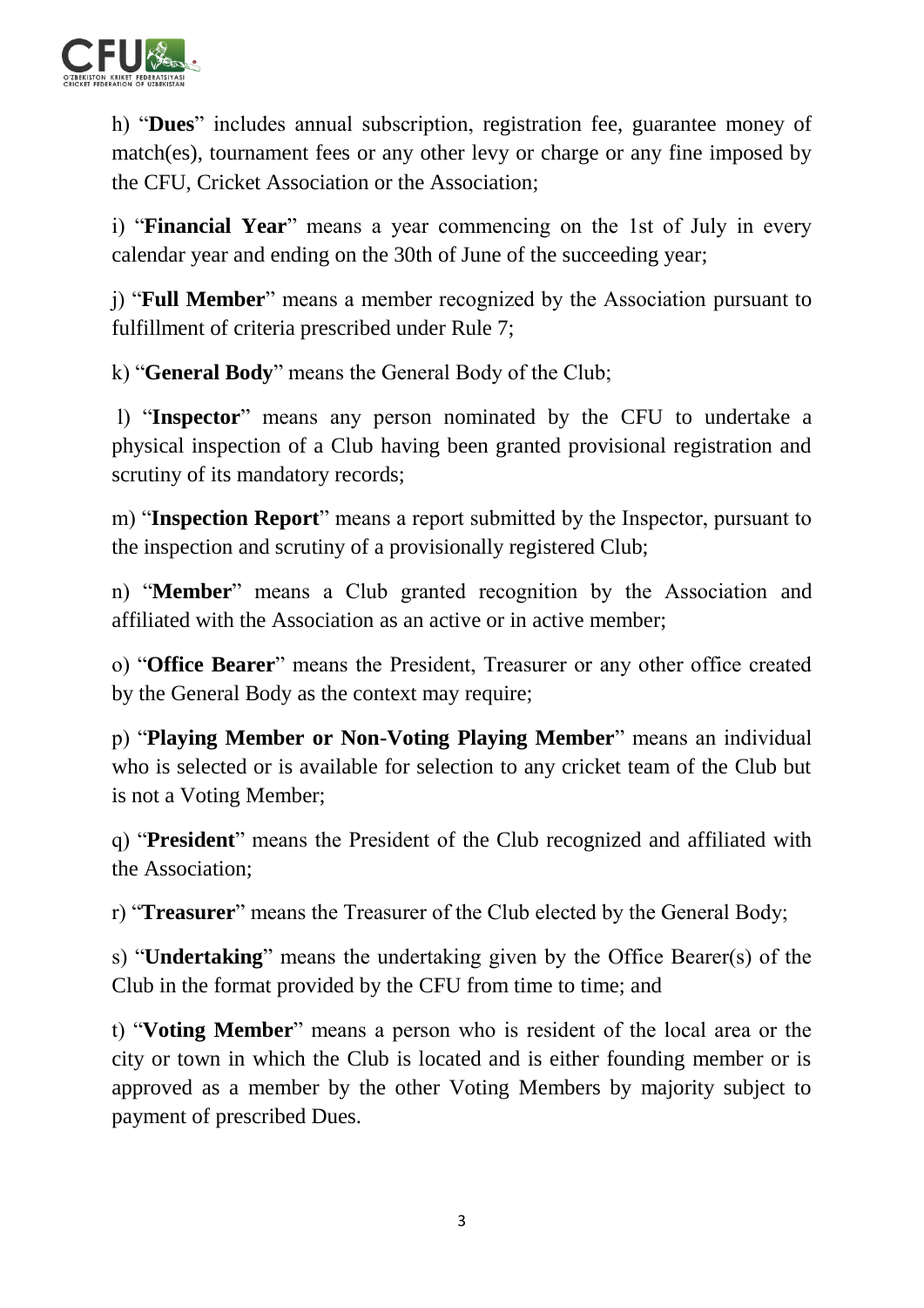h) "**Dues**" includes annual subscription, registration fee, guarantee money of match(es), tournament fees or any other levy or charge or any fine imposed by the CFU, Cricket Association or the Association;

i) "**Financial Year**" means a year commencing on the 1st of July in every calendar year and ending on the 30th of June of the succeeding year;

j) "**Full Member**" means a member recognized by the Association pursuant to fulfillment of criteria prescribed under Rule 7;

k) "**General Body**" means the General Body of the Club;

l) "**Inspector**" means any person nominated by the CFU to undertake a physical inspection of a Club having been granted provisional registration and scrutiny of its mandatory records;

m) "**Inspection Report**" means a report submitted by the Inspector, pursuant to the inspection and scrutiny of a provisionally registered Club;

n) "**Member**" means a Club granted recognition by the Association and affiliated with the Association as an active or in active member;

o) "**Office Bearer**" means the President, Treasurer or any other office created by the General Body as the context may require;

p) "**Playing Member or Non-Voting Playing Member**" means an individual who is selected or is available for selection to any cricket team of the Club but is not a Voting Member;

q) "**President**" means the President of the Club recognized and affiliated with the Association;

r) "**Treasurer**" means the Treasurer of the Club elected by the General Body;

s) "**Undertaking**" means the undertaking given by the Office Bearer(s) of the Club in the format provided by the CFU from time to time; and

t) "**Voting Member**" means a person who is resident of the local area or the city or town in which the Club is located and is either founding member or is approved as a member by the other Voting Members by majority subject to payment of prescribed Dues.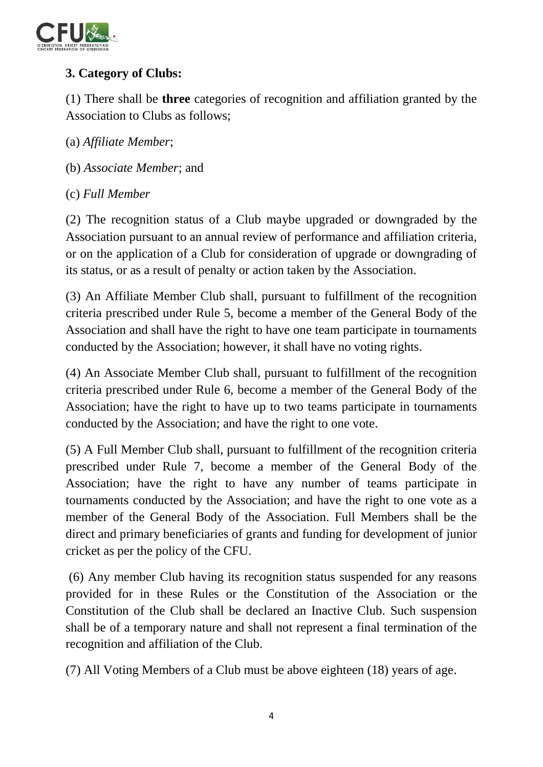### 3. Category of Clubs:

(1) There shall be **three** categories of recognition and affiliation granted by the Association to Clubs as follows;

(a) *Affiliate Member*;

(b) *Associate Member*; and

(c) *Full Member*

(2) The recognition status of a Club maybe upgraded or downgraded by the Association pursuant to an annual review of performance and affiliation criteria, or on the application of a Club for consideration of upgrade or downgrading of its status, or as a result of penalty or action taken by the Association.

(3) An Affiliate Member Club shall, pursuant to fulfillment of the recognition criteria prescribed under Rule 5, become a member of the General Body of the Association and shall have the right to have one team participate in tournaments conducted by the Association; however, it shall have no voting rights.

(4) An Associate Member Club shall, pursuant to fulfillment of the recognition criteria prescribed under Rule 6, become a member of the General Body of the Association; have the right to have up to two teams participate in tournaments conducted by the Association; and have the right to one vote.

(5) A Full Member Club shall, pursuant to fulfillment of the recognition criteria prescribed under Rule 7, become a member of the General Body of the Association; have the right to have any number of teams participate in tournaments conducted by the Association; and have the right to one vote as a member of the General Body of the Association. Full Members shall be the direct and primary beneficiaries of grants and funding for development of junior cricket as per the policy of the CFU.

(6) Any member Club having its recognition status suspended for any reasons provided for in these Rules or the Constitution of the Association or the Constitution of the Club shall be declared an Inactive Club. Such suspension shall be of a temporary nature and shall not represent a final termination of the recognition and affiliation of the Club.

(7) All Voting Members of a Club must be above eighteen (18) years of age.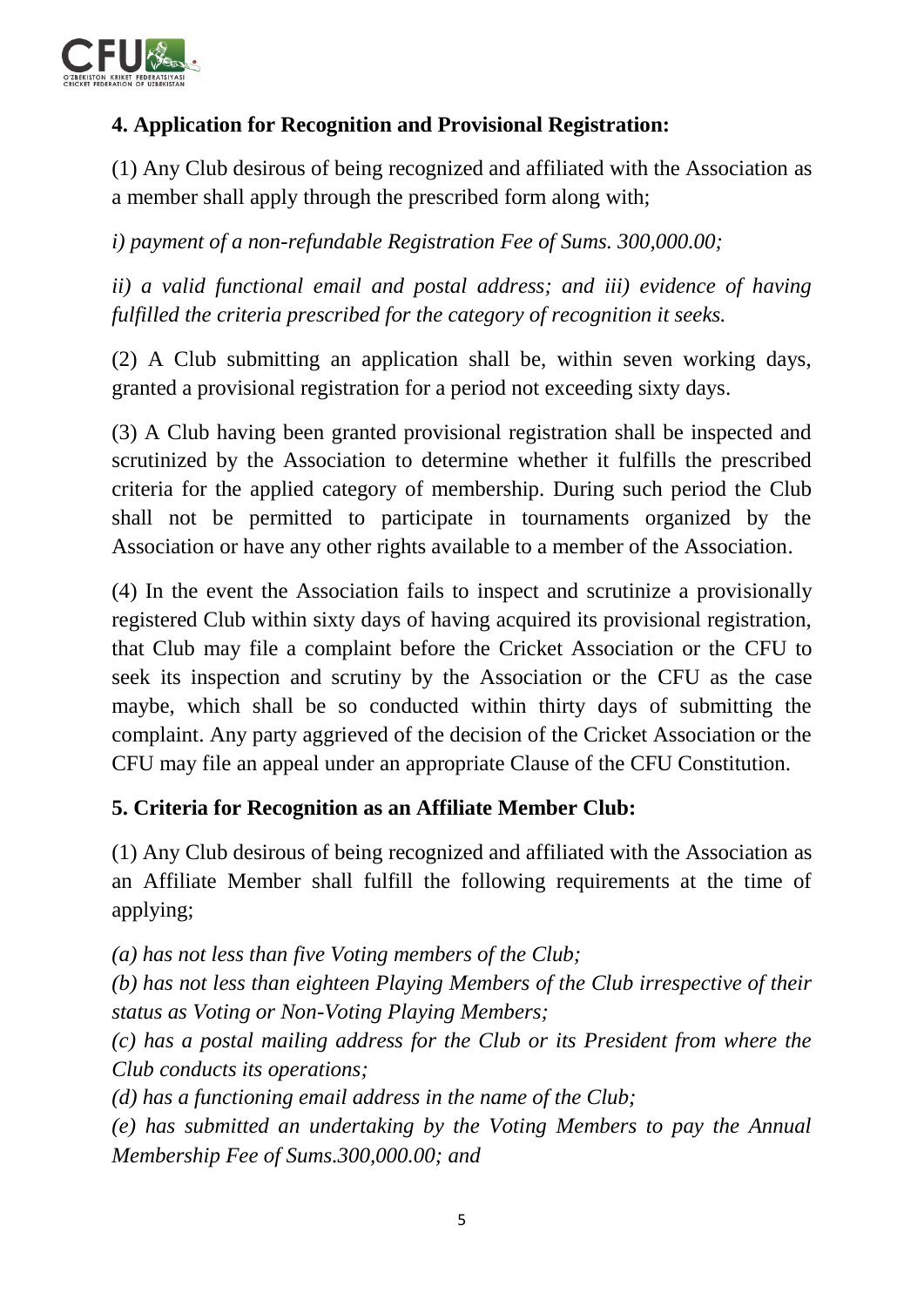**4. Application for Recognition and Provisional Registration:**

(1) Any Club desirous of being recognized and affiliated with the Association as a member shall apply through the prescribed form along with;

*i) payment of a non-refundable Registration Fee of Sums. 300,000.00;*

*ii) a valid functional email and postal address; and iii) evidence of having fulfilled the criteria prescribed for the category of recognition it seeks.*

(2) A Club submitting an application shall be, within seven working days, granted a provisional registration for a period not exceeding sixty days.

(3) A Club having been granted provisional registration shall be inspected and scrutinized by the Association to determine whether it fulfills the prescribed criteria for the applied category of membership. During such period the Club shall not be permitted to participate in tournaments organized by the Association or have any other rights available to a member of the Association.

(4) In the event the Association fails to inspect and scrutinize a provisionally registered Club within sixty days of having acquired its provisional registration, that Club may file a complaint before the Cricket Association or the CFU to seek its inspection and scrutiny by the Association or the CFU as the case maybe, which shall be so conducted within thirty days of submitting the complaint. Any party aggrieved of the decision of the Cricket Association or the CFU may file an appeal under an appropriate Clause of the CFU Constitution.

**5. Criteria for Recognition as an Affiliate Member Club:**

(1) Any Club desirous of being recognized and affiliated with the Association as an Affiliate Member shall fulfill the following requirements at the time of applying;

*(a) has not less than five Voting members of the Club;*

*(b) has not less than eighteen Playing Members of the Club irrespective of their status as Voting or Non-Voting Playing Members;*

*(c) has a postal mailing address for the Club or its President from where the Club conducts its operations;*

*(d) has a functioning email address in the name of the Club;*

*(e) has submitted an undertaking by the Voting Members to pay the Annual Membership Fee of Sums.300,000.00; and*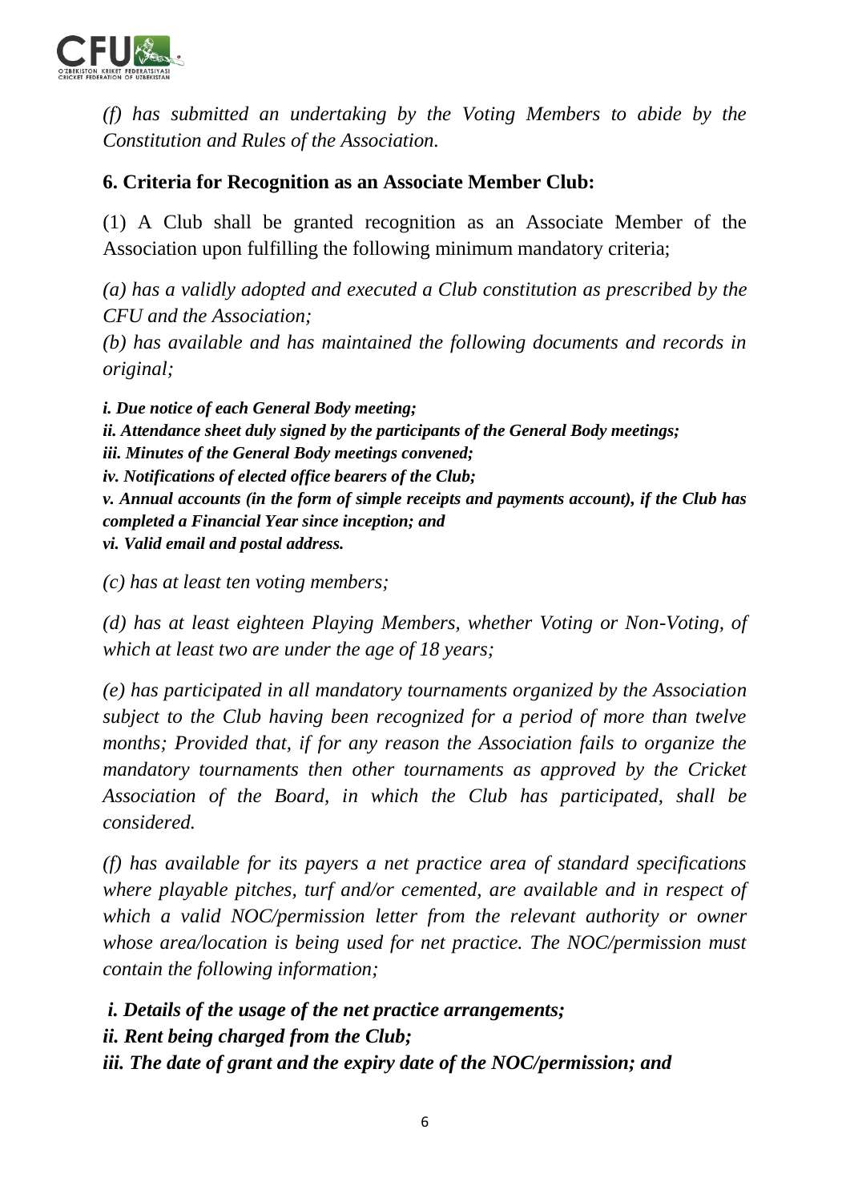*(f) has submitted an undertaking by the Voting Members to abide by the Constitution and Rules of the Association.*

### 6. Criteria for Recognition as an Associate Member Club:

(1) A Club shall be granted recognition as an Associate Member of the Association upon fulfilling the following minimum mandatory criteria;

*(a) has a validly adopted and executed a Club constitution as prescribed by the CFU and the Association;*

*(b) has available and has maintained the following documents and records in original;*

***i. Due notice of each General Body meeting;***
***ii. Attendance sheet duly signed by the participants of the General Body meetings;***
***iii. Minutes of the General Body meetings convened;***
***iv. Notifications of elected office bearers of the Club;***
***v. Annual accounts (in the form of simple receipts and payments account), if the Club has completed a Financial Year since inception; and***
***vi. Valid email and postal address.***

*(c) has at least ten voting members;*

*(d) has at least eighteen Playing Members, whether Voting or Non-Voting, of which at least two are under the age of 18 years;*

*(e) has participated in all mandatory tournaments organized by the Association subject to the Club having been recognized for a period of more than twelve months; Provided that, if for any reason the Association fails to organize the mandatory tournaments then other tournaments as approved by the Cricket Association of the Board, in which the Club has participated, shall be considered.*

*(f) has available for its payers a net practice area of standard specifications where playable pitches, turf and/or cemented, are available and in respect of which a valid NOC/permission letter from the relevant authority or owner whose area/location is being used for net practice. The NOC/permission must contain the following information;*

***i. Details of the usage of the net practice arrangements;***
***ii. Rent being charged from the Club;***
***iii. The date of grant and the expiry date of the NOC/permission; and***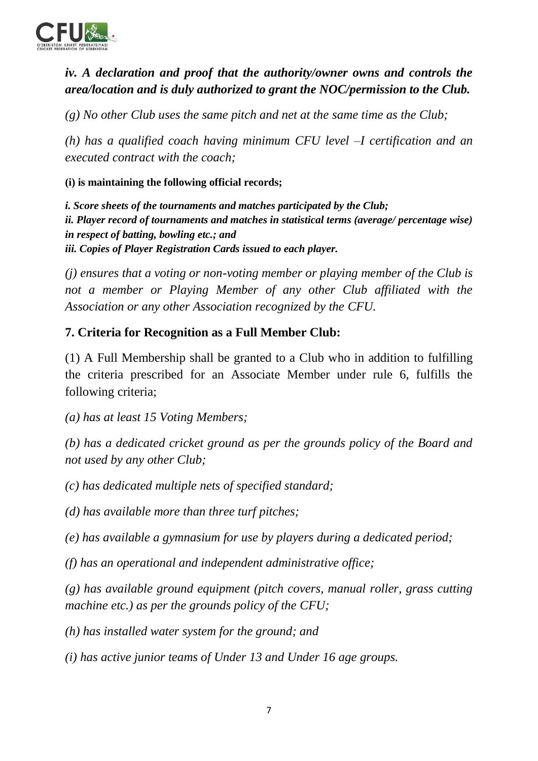***iv. A declaration and proof that the authority/owner owns and controls the area/location and is duly authorized to grant the NOC/permission to the Club.***

*(g) No other Club uses the same pitch and net at the same time as the Club;*

*(h) has a qualified coach having minimum CFU level –I certification and an executed contract with the coach;*

**(i) is maintaining the following official records;**

***i. Score sheets of the tournaments and matches participated by the Club;***
***ii. Player record of tournaments and matches in statistical terms (average/ percentage wise) in respect of batting, bowling etc.; and***
***iii. Copies of Player Registration Cards issued to each player.***

*(j) ensures that a voting or non-voting member or playing member of the Club is not a member or Playing Member of any other Club affiliated with the Association or any other Association recognized by the CFU.*

## 7. Criteria for Recognition as a Full Member Club:

(1) A Full Membership shall be granted to a Club who in addition to fulfilling the criteria prescribed for an Associate Member under rule 6, fulfills the following criteria;

*(a) has at least 15 Voting Members;*

*(b) has a dedicated cricket ground as per the grounds policy of the Board and not used by any other Club;*

*(c) has dedicated multiple nets of specified standard;*

*(d) has available more than three turf pitches;*

*(e) has available a gymnasium for use by players during a dedicated period;*

*(f) has an operational and independent administrative office;*

*(g) has available ground equipment (pitch covers, manual roller, grass cutting machine etc.) as per the grounds policy of the CFU;*

*(h) has installed water system for the ground; and*

*(i) has active junior teams of Under 13 and Under 16 age groups.*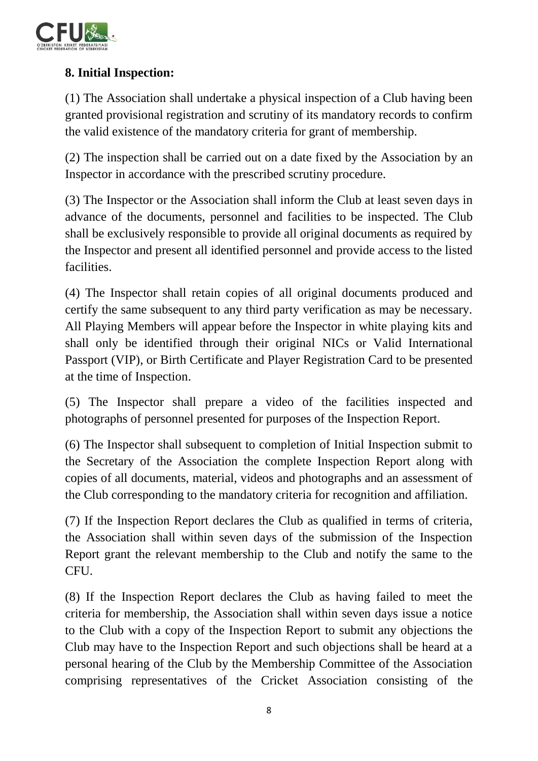**8. Initial Inspection:**

(1) The Association shall undertake a physical inspection of a Club having been granted provisional registration and scrutiny of its mandatory records to confirm the valid existence of the mandatory criteria for grant of membership.

(2) The inspection shall be carried out on a date fixed by the Association by an Inspector in accordance with the prescribed scrutiny procedure.

(3) The Inspector or the Association shall inform the Club at least seven days in advance of the documents, personnel and facilities to be inspected. The Club shall be exclusively responsible to provide all original documents as required by the Inspector and present all identified personnel and provide access to the listed facilities.

(4) The Inspector shall retain copies of all original documents produced and certify the same subsequent to any third party verification as may be necessary. All Playing Members will appear before the Inspector in white playing kits and shall only be identified through their original NICs or Valid International Passport (VIP), or Birth Certificate and Player Registration Card to be presented at the time of Inspection.

(5) The Inspector shall prepare a video of the facilities inspected and photographs of personnel presented for purposes of the Inspection Report.

(6) The Inspector shall subsequent to completion of Initial Inspection submit to the Secretary of the Association the complete Inspection Report along with copies of all documents, material, videos and photographs and an assessment of the Club corresponding to the mandatory criteria for recognition and affiliation.

(7) If the Inspection Report declares the Club as qualified in terms of criteria, the Association shall within seven days of the submission of the Inspection Report grant the relevant membership to the Club and notify the same to the CFU.

(8) If the Inspection Report declares the Club as having failed to meet the criteria for membership, the Association shall within seven days issue a notice to the Club with a copy of the Inspection Report to submit any objections the Club may have to the Inspection Report and such objections shall be heard at a personal hearing of the Club by the Membership Committee of the Association comprising representatives of the Cricket Association consisting of the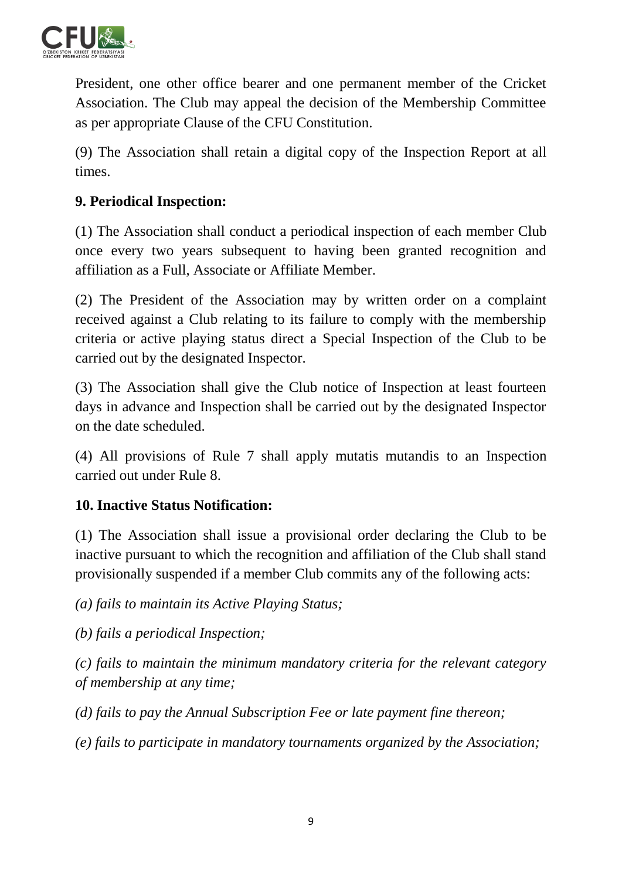President, one other office bearer and one permanent member of the Cricket Association. The Club may appeal the decision of the Membership Committee as per appropriate Clause of the CFU Constitution.

(9) The Association shall retain a digital copy of the Inspection Report at all times.

**9. Periodical Inspection:**

(1) The Association shall conduct a periodical inspection of each member Club once every two years subsequent to having been granted recognition and affiliation as a Full, Associate or Affiliate Member.

(2) The President of the Association may by written order on a complaint received against a Club relating to its failure to comply with the membership criteria or active playing status direct a Special Inspection of the Club to be carried out by the designated Inspector.

(3) The Association shall give the Club notice of Inspection at least fourteen days in advance and Inspection shall be carried out by the designated Inspector on the date scheduled.

(4) All provisions of Rule 7 shall apply mutatis mutandis to an Inspection carried out under Rule 8.

**10. Inactive Status Notification:**

(1) The Association shall issue a provisional order declaring the Club to be inactive pursuant to which the recognition and affiliation of the Club shall stand provisionally suspended if a member Club commits any of the following acts:

*(a) fails to maintain its Active Playing Status;*

*(b) fails a periodical Inspection;*

*(c) fails to maintain the minimum mandatory criteria for the relevant category of membership at any time;*

*(d) fails to pay the Annual Subscription Fee or late payment fine thereon;*

*(e) fails to participate in mandatory tournaments organized by the Association;*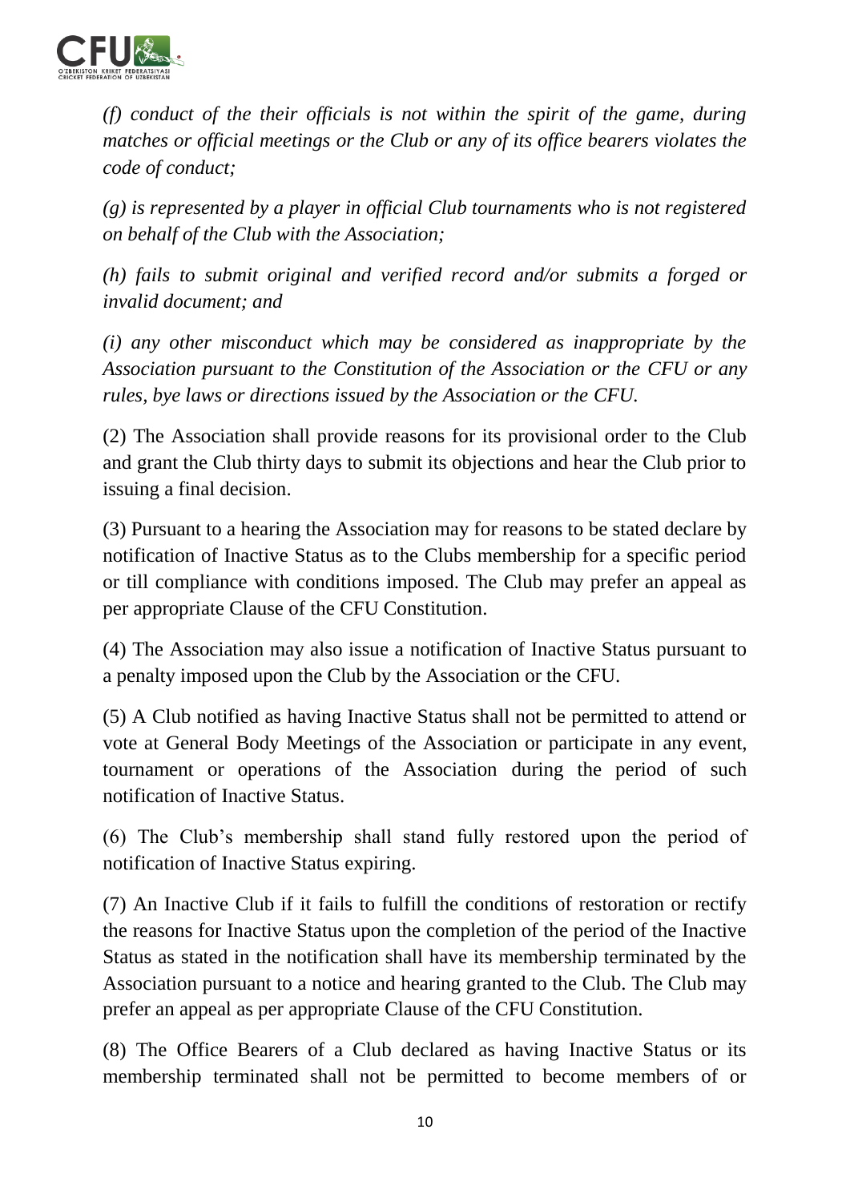*(f) conduct of the their officials is not within the spirit of the game, during matches or official meetings or the Club or any of its office bearers violates the code of conduct;*

*(g) is represented by a player in official Club tournaments who is not registered on behalf of the Club with the Association;*

*(h) fails to submit original and verified record and/or submits a forged or invalid document; and*

*(i) any other misconduct which may be considered as inappropriate by the Association pursuant to the Constitution of the Association or the CFU or any rules, bye laws or directions issued by the Association or the CFU.*

(2) The Association shall provide reasons for its provisional order to the Club and grant the Club thirty days to submit its objections and hear the Club prior to issuing a final decision.

(3) Pursuant to a hearing the Association may for reasons to be stated declare by notification of Inactive Status as to the Clubs membership for a specific period or till compliance with conditions imposed. The Club may prefer an appeal as per appropriate Clause of the CFU Constitution.

(4) The Association may also issue a notification of Inactive Status pursuant to a penalty imposed upon the Club by the Association or the CFU.

(5) A Club notified as having Inactive Status shall not be permitted to attend or vote at General Body Meetings of the Association or participate in any event, tournament or operations of the Association during the period of such notification of Inactive Status.

(6) The Club's membership shall stand fully restored upon the period of notification of Inactive Status expiring.

(7) An Inactive Club if it fails to fulfill the conditions of restoration or rectify the reasons for Inactive Status upon the completion of the period of the Inactive Status as stated in the notification shall have its membership terminated by the Association pursuant to a notice and hearing granted to the Club. The Club may prefer an appeal as per appropriate Clause of the CFU Constitution.

(8) The Office Bearers of a Club declared as having Inactive Status or its membership terminated shall not be permitted to become members of or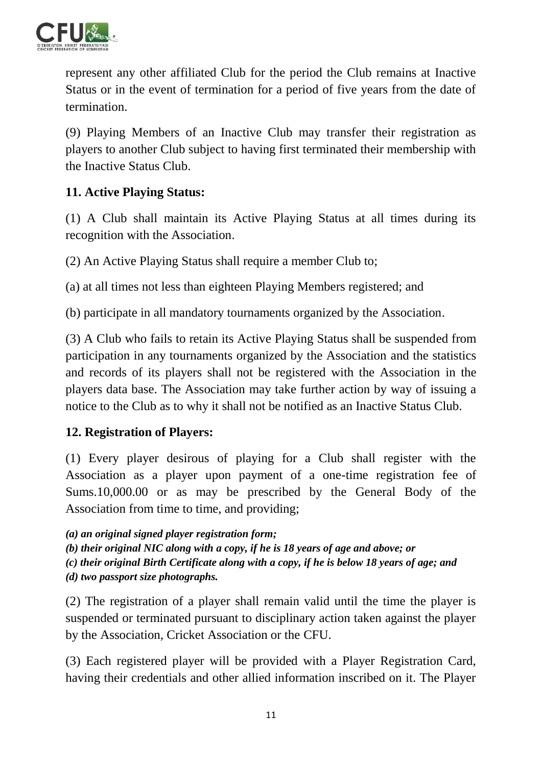represent any other affiliated Club for the period the Club remains at Inactive Status or in the event of termination for a period of five years from the date of termination.

(9) Playing Members of an Inactive Club may transfer their registration as players to another Club subject to having first terminated their membership with the Inactive Status Club.

**11. Active Playing Status:**

(1) A Club shall maintain its Active Playing Status at all times during its recognition with the Association.

(2) An Active Playing Status shall require a member Club to;

(a) at all times not less than eighteen Playing Members registered; and

(b) participate in all mandatory tournaments organized by the Association.

(3) A Club who fails to retain its Active Playing Status shall be suspended from participation in any tournaments organized by the Association and the statistics and records of its players shall not be registered with the Association in the players data base. The Association may take further action by way of issuing a notice to the Club as to why it shall not be notified as an Inactive Status Club.

**12. Registration of Players:**

(1) Every player desirous of playing for a Club shall register with the Association as a player upon payment of a one-time registration fee of Sums.10,000.00 or as may be prescribed by the General Body of the Association from time to time, and providing;

***(a) an original signed player registration form;***
***(b) their original NIC along with a copy, if he is 18 years of age and above; or***
***(c) their original Birth Certificate along with a copy, if he is below 18 years of age; and***
***(d) two passport size photographs.***

(2) The registration of a player shall remain valid until the time the player is suspended or terminated pursuant to disciplinary action taken against the player by the Association, Cricket Association or the CFU.

(3) Each registered player will be provided with a Player Registration Card, having their credentials and other allied information inscribed on it. The Player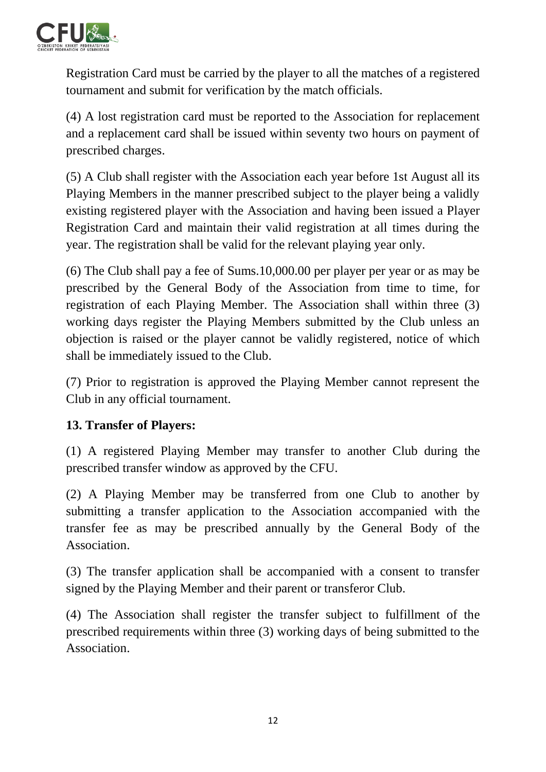Registration Card must be carried by the player to all the matches of a registered tournament and submit for verification by the match officials.

(4) A lost registration card must be reported to the Association for replacement and a replacement card shall be issued within seventy two hours on payment of prescribed charges.

(5) A Club shall register with the Association each year before 1st August all its Playing Members in the manner prescribed subject to the player being a validly existing registered player with the Association and having been issued a Player Registration Card and maintain their valid registration at all times during the year. The registration shall be valid for the relevant playing year only.

(6) The Club shall pay a fee of Sums.10,000.00 per player per year or as may be prescribed by the General Body of the Association from time to time, for registration of each Playing Member. The Association shall within three (3) working days register the Playing Members submitted by the Club unless an objection is raised or the player cannot be validly registered, notice of which shall be immediately issued to the Club.

(7) Prior to registration is approved the Playing Member cannot represent the Club in any official tournament.

**13. Transfer of Players:**

(1) A registered Playing Member may transfer to another Club during the prescribed transfer window as approved by the CFU.

(2) A Playing Member may be transferred from one Club to another by submitting a transfer application to the Association accompanied with the transfer fee as may be prescribed annually by the General Body of the Association.

(3) The transfer application shall be accompanied with a consent to transfer signed by the Playing Member and their parent or transferor Club.

(4) The Association shall register the transfer subject to fulfillment of the prescribed requirements within three (3) working days of being submitted to the Association.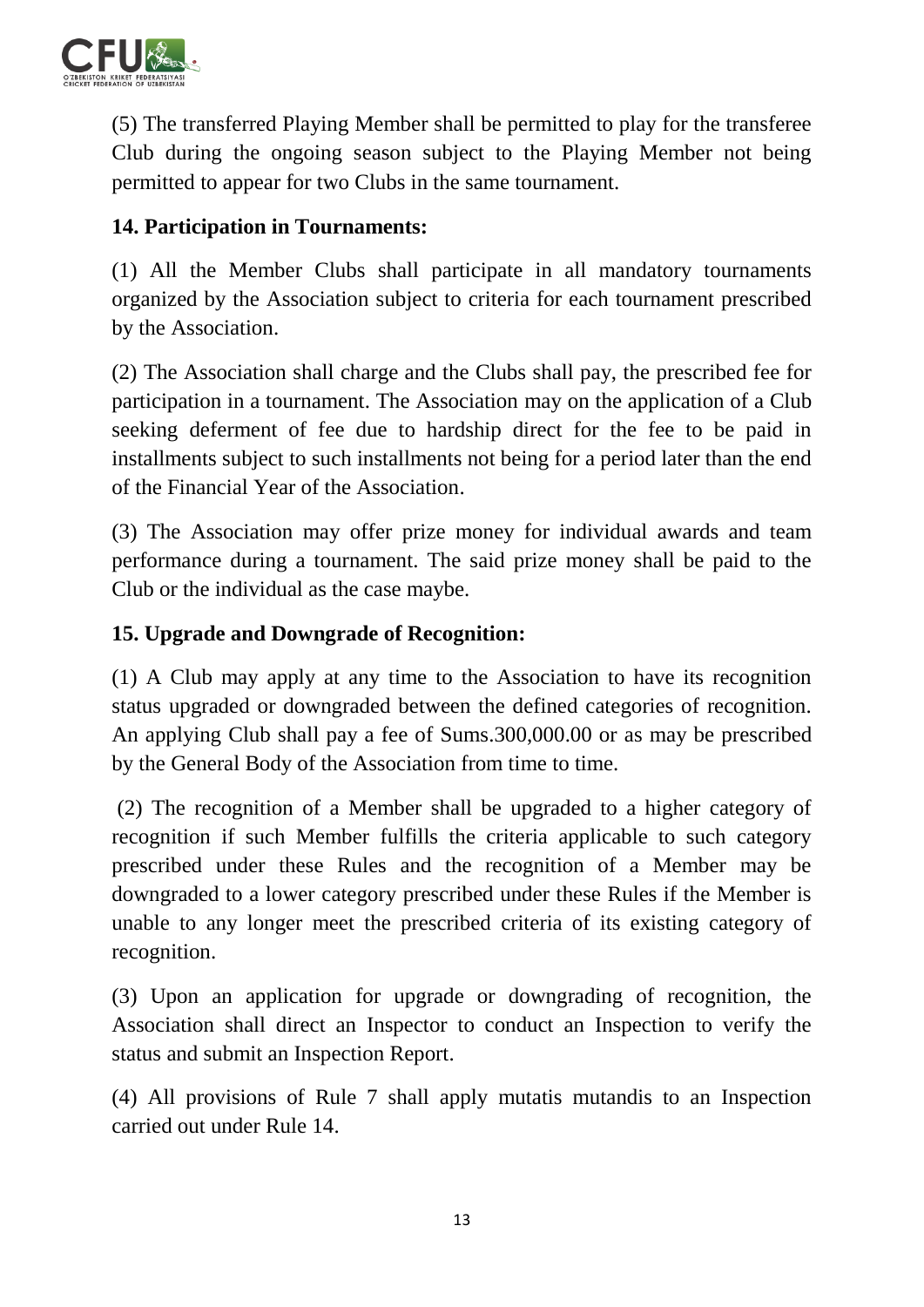(5) The transferred Playing Member shall be permitted to play for the transferee Club during the ongoing season subject to the Playing Member not being permitted to appear for two Clubs in the same tournament.

**14. Participation in Tournaments:**

(1) All the Member Clubs shall participate in all mandatory tournaments organized by the Association subject to criteria for each tournament prescribed by the Association.

(2) The Association shall charge and the Clubs shall pay, the prescribed fee for participation in a tournament. The Association may on the application of a Club seeking deferment of fee due to hardship direct for the fee to be paid in installments subject to such installments not being for a period later than the end of the Financial Year of the Association.

(3) The Association may offer prize money for individual awards and team performance during a tournament. The said prize money shall be paid to the Club or the individual as the case maybe.

**15. Upgrade and Downgrade of Recognition:**

(1) A Club may apply at any time to the Association to have its recognition status upgraded or downgraded between the defined categories of recognition. An applying Club shall pay a fee of Sums.300,000.00 or as may be prescribed by the General Body of the Association from time to time.

(2) The recognition of a Member shall be upgraded to a higher category of recognition if such Member fulfills the criteria applicable to such category prescribed under these Rules and the recognition of a Member may be downgraded to a lower category prescribed under these Rules if the Member is unable to any longer meet the prescribed criteria of its existing category of recognition.

(3) Upon an application for upgrade or downgrading of recognition, the Association shall direct an Inspector to conduct an Inspection to verify the status and submit an Inspection Report.

(4) All provisions of Rule 7 shall apply mutatis mutandis to an Inspection carried out under Rule 14.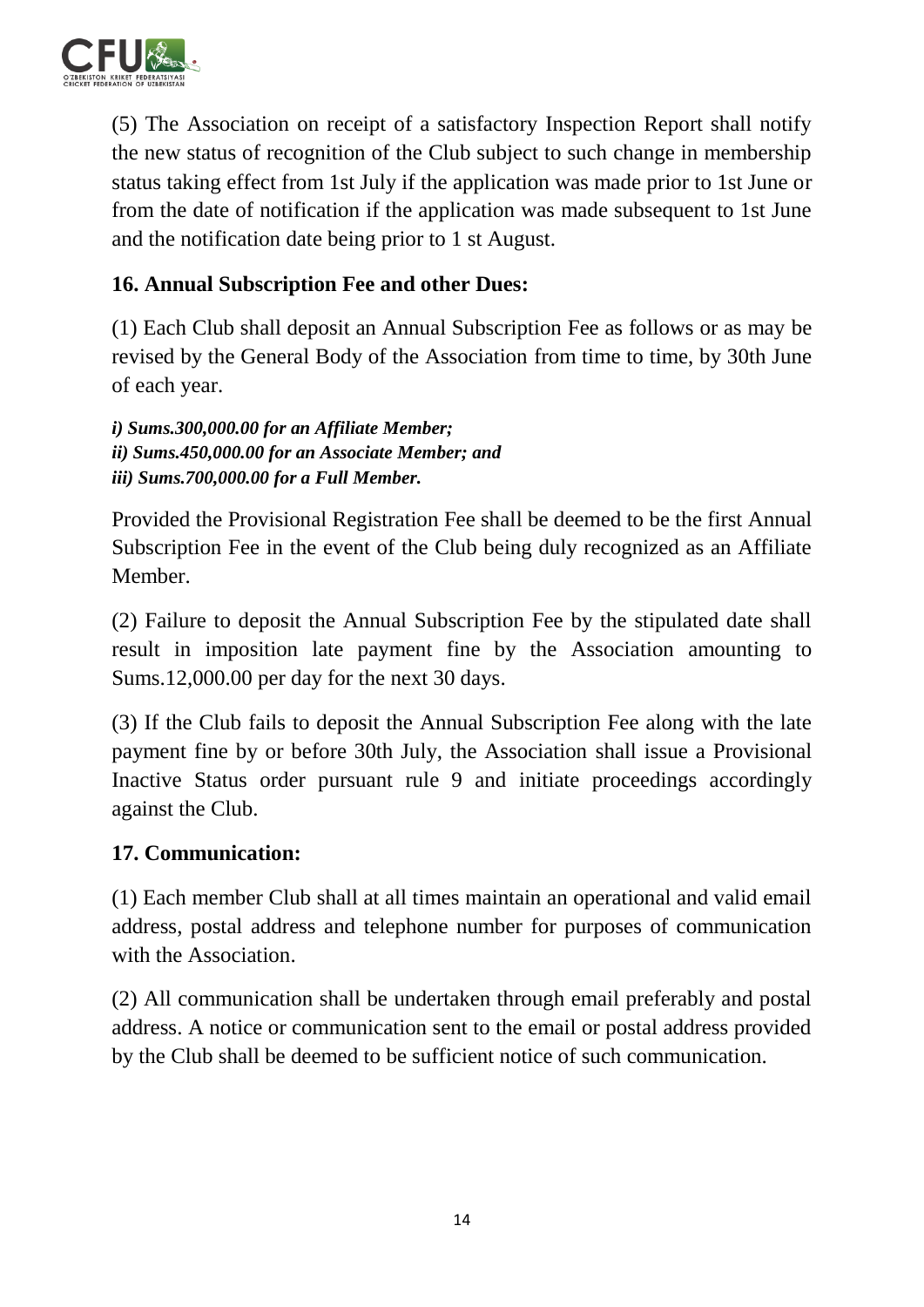(5) The Association on receipt of a satisfactory Inspection Report shall notify the new status of recognition of the Club subject to such change in membership status taking effect from 1st July if the application was made prior to 1st June or from the date of notification if the application was made subsequent to 1st June and the notification date being prior to 1 st August.

### 16. Annual Subscription Fee and other Dues:

(1) Each Club shall deposit an Annual Subscription Fee as follows or as may be revised by the General Body of the Association from time to time, by 30th June of each year.

***i) Sums.300,000.00 for an Affiliate Member;***
***ii) Sums.450,000.00 for an Associate Member; and***
***iii) Sums.700,000.00 for a Full Member.***

Provided the Provisional Registration Fee shall be deemed to be the first Annual Subscription Fee in the event of the Club being duly recognized as an Affiliate Member.

(2) Failure to deposit the Annual Subscription Fee by the stipulated date shall result in imposition late payment fine by the Association amounting to Sums.12,000.00 per day for the next 30 days.

(3) If the Club fails to deposit the Annual Subscription Fee along with the late payment fine by or before 30th July, the Association shall issue a Provisional Inactive Status order pursuant rule 9 and initiate proceedings accordingly against the Club.

### 17. Communication:

(1) Each member Club shall at all times maintain an operational and valid email address, postal address and telephone number for purposes of communication with the Association.

(2) All communication shall be undertaken through email preferably and postal address. A notice or communication sent to the email or postal address provided by the Club shall be deemed to be sufficient notice of such communication.